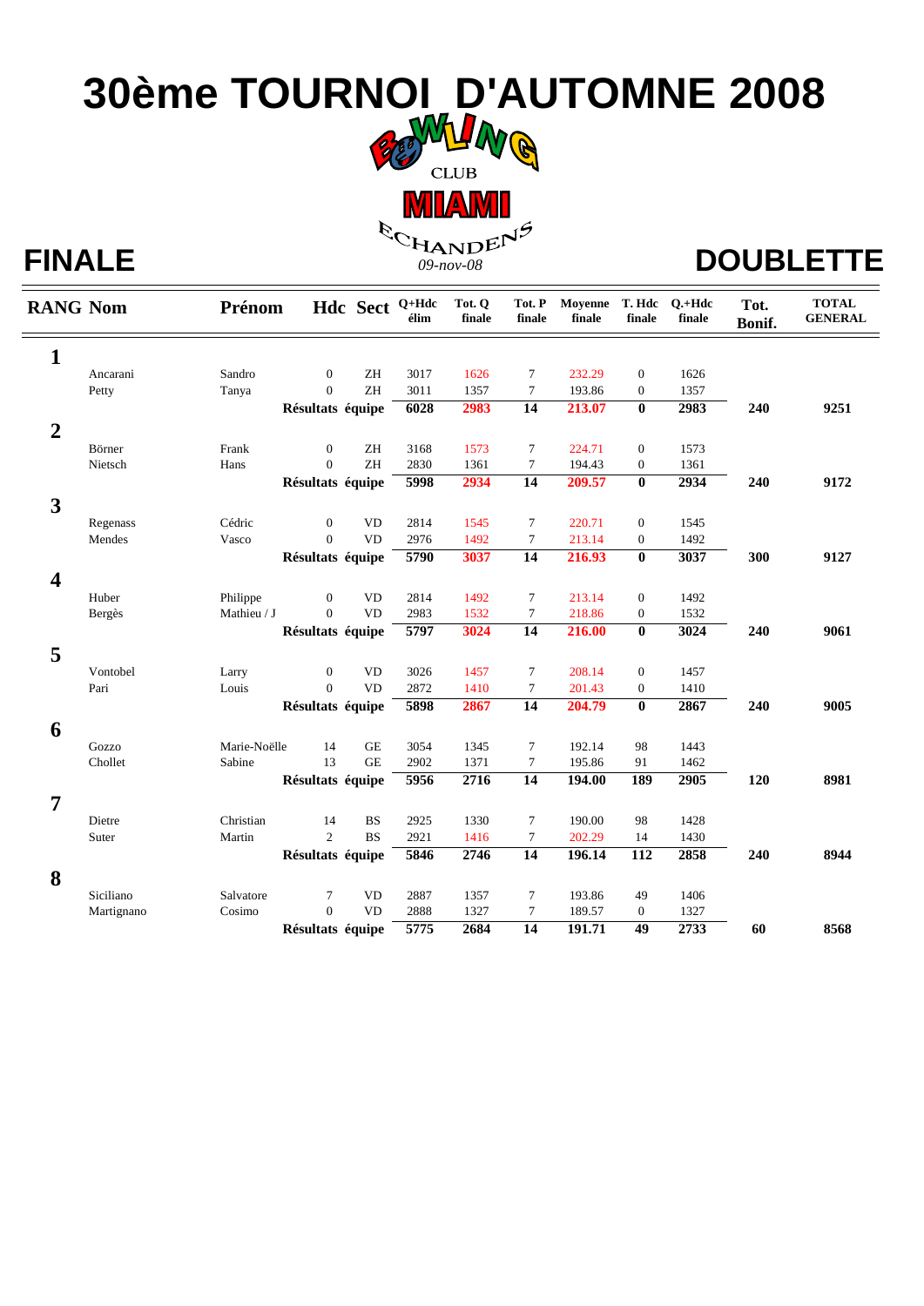# 30ème TOURNOI D'AUTOMNE 2008

BOWLING CLUB MIAMI ECHANDENS

*09-nov-08*

## FINALE

## DOUBLETTE

| RANG | Nom | Prénom | Hdc | Sect | Q+Hdc élim | Tot. Q finale | Tot. P finale | Moyenne finale | T. Hdc finale | Q.+Hdc finale | Tot. Bonif. | TOTAL GENERAL |
|---|---|---|---|---|---|---|---|---|---|---|---|---|
| **1** | | | | | | | | | | | | |
| | Ancarani | Sandro | 0 | ZH | 3017 | 1626 | 7 | 232.29 | 0 | 1626 | | |
| | Petty | Tanya | 0 | ZH | 3011 | 1357 | 7 | 193.86 | 0 | 1357 | | |
| | | | **Résultats** | **équipe** | **6028** | **2983** | **14** | **213.07** | **0** | **2983** | **240** | **9251** |
| **2** | | | | | | | | | | | | |
| | Börner | Frank | 0 | ZH | 3168 | 1573 | 7 | 224.71 | 0 | 1573 | | |
| | Nietsch | Hans | 0 | ZH | 2830 | 1361 | 7 | 194.43 | 0 | 1361 | | |
| | | | **Résultats** | **équipe** | **5998** | **2934** | **14** | **209.57** | **0** | **2934** | **240** | **9172** |
| **3** | | | | | | | | | | | | |
| | Regenass | Cédric | 0 | VD | 2814 | 1545 | 7 | 220.71 | 0 | 1545 | | |
| | Mendes | Vasco | 0 | VD | 2976 | 1492 | 7 | 213.14 | 0 | 1492 | | |
| | | | **Résultats** | **équipe** | **5790** | **3037** | **14** | **216.93** | **0** | **3037** | **300** | **9127** |
| **4** | | | | | | | | | | | | |
| | Huber | Philippe | 0 | VD | 2814 | 1492 | 7 | 213.14 | 0 | 1492 | | |
| | Bergès | Mathieu / J | 0 | VD | 2983 | 1532 | 7 | 218.86 | 0 | 1532 | | |
| | | | **Résultats** | **équipe** | **5797** | **3024** | **14** | **216.00** | **0** | **3024** | **240** | **9061** |
| **5** | | | | | | | | | | | | |
| | Vontobel | Larry | 0 | VD | 3026 | 1457 | 7 | 208.14 | 0 | 1457 | | |
| | Pari | Louis | 0 | VD | 2872 | 1410 | 7 | 201.43 | 0 | 1410 | | |
| | | | **Résultats** | **équipe** | **5898** | **2867** | **14** | **204.79** | **0** | **2867** | **240** | **9005** |
| **6** | | | | | | | | | | | | |
| | Gozzo | Marie-Noëlle | 14 | GE | 3054 | 1345 | 7 | 192.14 | 98 | 1443 | | |
| | Chollet | Sabine | 13 | GE | 2902 | 1371 | 7 | 195.86 | 91 | 1462 | | |
| | | | **Résultats** | **équipe** | **5956** | **2716** | **14** | **194.00** | **189** | **2905** | **120** | **8981** |
| **7** | | | | | | | | | | | | |
| | Dietre | Christian | 14 | BS | 2925 | 1330 | 7 | 190.00 | 98 | 1428 | | |
| | Suter | Martin | 2 | BS | 2921 | 1416 | 7 | 202.29 | 14 | 1430 | | |
| | | | **Résultats** | **équipe** | **5846** | **2746** | **14** | **196.14** | **112** | **2858** | **240** | **8944** |
| **8** | | | | | | | | | | | | |
| | Siciliano | Salvatore | 7 | VD | 2887 | 1357 | 7 | 193.86 | 49 | 1406 | | |
| | Martignano | Cosimo | 0 | VD | 2888 | 1327 | 7 | 189.57 | 0 | 1327 | | |
| | | | **Résultats** | **équipe** | **5775** | **2684** | **14** | **191.71** | **49** | **2733** | **60** | **8568** |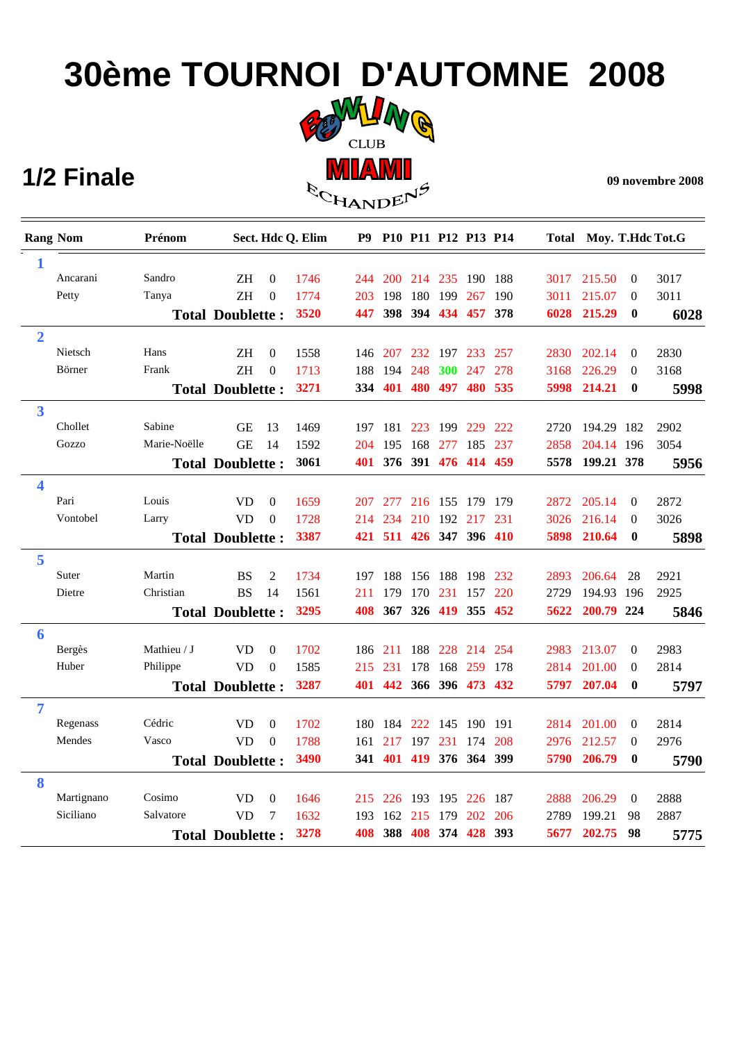# 30ème TOURNOI D'AUTOMNE 2008

BOWLING CLUB MIAMI ECHANDENS

## 1/2 Finale

**09 novembre 2008**

| Rang | Nom | Prénom | Sect. | Hdc | Q. Elim | P9 | P10 | P11 | P12 | P13 | P14 | Total | Moy. | T.Hdc | Tot.G |
|---|---|---|---|---|---|---|---|---|---|---|---|---|---|---|---|
| **1** | | | | | | | | | | | | | | | |
| | Ancarani | Sandro | ZH | 0 | 1746 | 244 | 200 | 214 | 235 | 190 | 188 | 3017 | 215.50 | 0 | 3017 |
| | Petty | Tanya | ZH | 0 | 1774 | 203 | 198 | 180 | 199 | 267 | 190 | 3011 | 215.07 | 0 | 3011 |
| | | **Total Doublette :** | | | **3520** | **447** | **398** | **394** | **434** | **457** | **378** | **6028** | **215.29** | **0** | **6028** |
| **2** | | | | | | | | | | | | | | | |
| | Nietsch | Hans | ZH | 0 | 1558 | 146 | 207 | 232 | 197 | 233 | 257 | 2830 | 202.14 | 0 | 2830 |
| | Börner | Frank | ZH | 0 | 1713 | 188 | 194 | 248 | 300 | 247 | 278 | 3168 | 226.29 | 0 | 3168 |
| | | **Total Doublette :** | | | **3271** | **334** | **401** | **480** | **497** | **480** | **535** | **5998** | **214.21** | **0** | **5998** |
| **3** | | | | | | | | | | | | | | | |
| | Chollet | Sabine | GE | 13 | 1469 | 197 | 181 | 223 | 199 | 229 | 222 | 2720 | 194.29 | 182 | 2902 |
| | Gozzo | Marie-Noëlle | GE | 14 | 1592 | 204 | 195 | 168 | 277 | 185 | 237 | 2858 | 204.14 | 196 | 3054 |
| | | **Total Doublette :** | | | **3061** | **401** | **376** | **391** | **476** | **414** | **459** | **5578** | **199.21** | **378** | **5956** |
| **4** | | | | | | | | | | | | | | | |
| | Pari | Louis | VD | 0 | 1659 | 207 | 277 | 216 | 155 | 179 | 179 | 2872 | 205.14 | 0 | 2872 |
| | Vontobel | Larry | VD | 0 | 1728 | 214 | 234 | 210 | 192 | 217 | 231 | 3026 | 216.14 | 0 | 3026 |
| | | **Total Doublette :** | | | **3387** | **421** | **511** | **426** | **347** | **396** | **410** | **5898** | **210.64** | **0** | **5898** |
| **5** | | | | | | | | | | | | | | | |
| | Suter | Martin | BS | 2 | 1734 | 197 | 188 | 156 | 188 | 198 | 232 | 2893 | 206.64 | 28 | 2921 |
| | Dietre | Christian | BS | 14 | 1561 | 211 | 179 | 170 | 231 | 157 | 220 | 2729 | 194.93 | 196 | 2925 |
| | | **Total Doublette :** | | | **3295** | **408** | **367** | **326** | **419** | **355** | **452** | **5622** | **200.79** | **224** | **5846** |
| **6** | | | | | | | | | | | | | | | |
| | Bergès | Mathieu / J | VD | 0 | 1702 | 186 | 211 | 188 | 228 | 214 | 254 | 2983 | 213.07 | 0 | 2983 |
| | Huber | Philippe | VD | 0 | 1585 | 215 | 231 | 178 | 168 | 259 | 178 | 2814 | 201.00 | 0 | 2814 |
| | | **Total Doublette :** | | | **3287** | **401** | **442** | **366** | **396** | **473** | **432** | **5797** | **207.04** | **0** | **5797** |
| **7** | | | | | | | | | | | | | | | |
| | Regenass | Cédric | VD | 0 | 1702 | 180 | 184 | 222 | 145 | 190 | 191 | 2814 | 201.00 | 0 | 2814 |
| | Mendes | Vasco | VD | 0 | 1788 | 161 | 217 | 197 | 231 | 174 | 208 | 2976 | 212.57 | 0 | 2976 |
| | | **Total Doublette :** | | | **3490** | **341** | **401** | **419** | **376** | **364** | **399** | **5790** | **206.79** | **0** | **5790** |
| **8** | | | | | | | | | | | | | | | |
| | Martignano | Cosimo | VD | 0 | 1646 | 215 | 226 | 193 | 195 | 226 | 187 | 2888 | 206.29 | 0 | 2888 |
| | Siciliano | Salvatore | VD | 7 | 1632 | 193 | 162 | 215 | 179 | 202 | 206 | 2789 | 199.21 | 98 | 2887 |
| | | **Total Doublette :** | | | **3278** | **408** | **388** | **408** | **374** | **428** | **393** | **5677** | **202.75** | **98** | **5775** |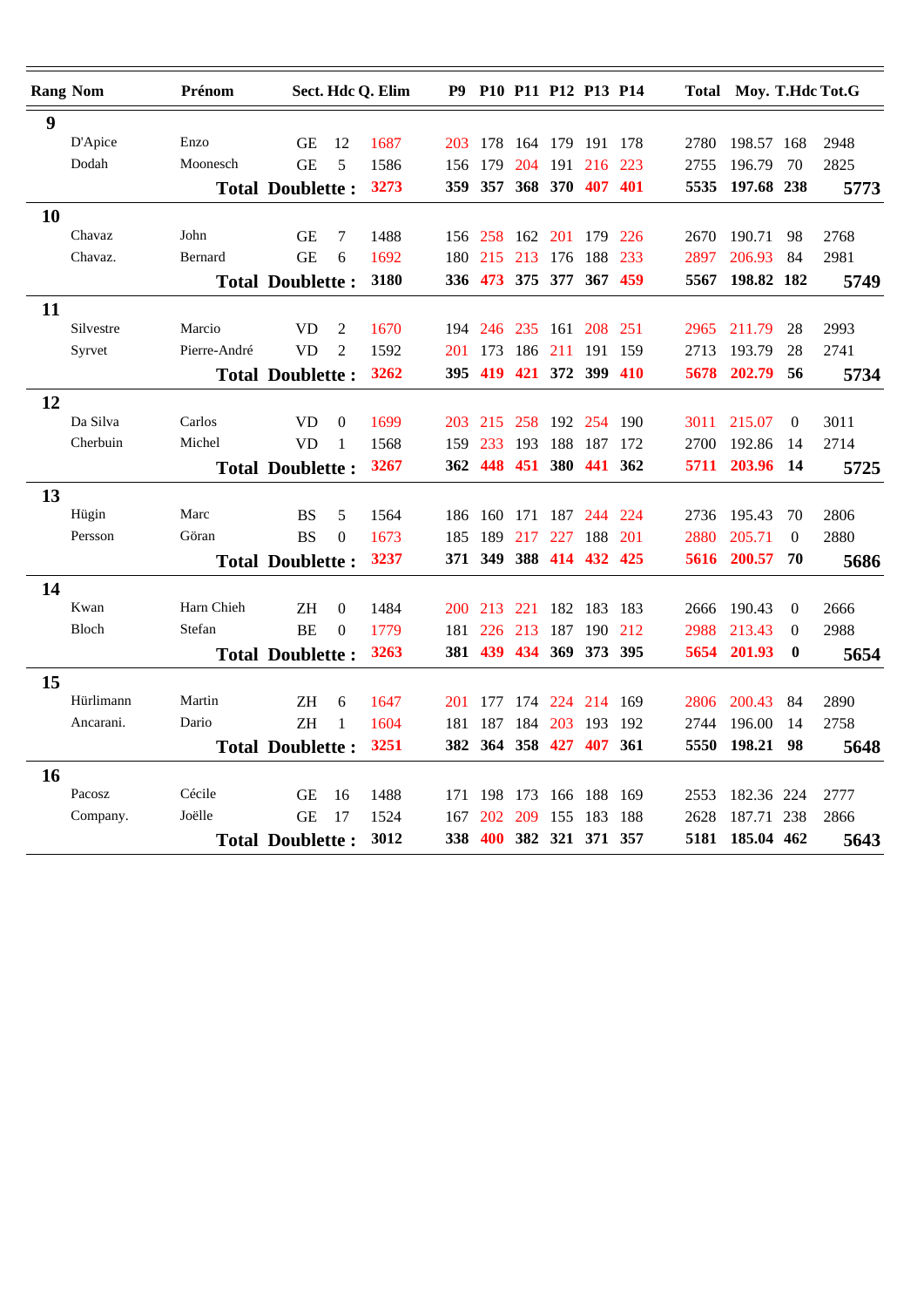| Rang | Nom | Prénom | Sect. | Hdc | Q. Elim | P9 | P10 | P11 | P12 | P13 | P14 | Total | Moy. | T.Hdc | Tot.G |
|---|---|---|---|---|---|---|---|---|---|---|---|---|---|---|---|
| **9** | | | | | | | | | | | | | | | |
| | D'Apice | Enzo | GE | 12 | 1687 | 203 | 178 | 164 | 179 | 191 | 178 | 2780 | 198.57 | 168 | 2948 |
| | Dodah | Moonesch | GE | 5 | 1586 | 156 | 179 | 204 | 191 | 216 | 223 | 2755 | 196.79 | 70 | 2825 |
| | | **Total** | **Doublette :** | | **3273** | **359** | **357** | **368** | **370** | **407** | **401** | **5535** | **197.68** | **238** | **5773** |
| **10** | | | | | | | | | | | | | | | |
| | Chavaz | John | GE | 7 | 1488 | 156 | 258 | 162 | 201 | 179 | 226 | 2670 | 190.71 | 98 | 2768 |
| | Chavaz. | Bernard | GE | 6 | 1692 | 180 | 215 | 213 | 176 | 188 | 233 | 2897 | 206.93 | 84 | 2981 |
| | | **Total** | **Doublette :** | | **3180** | **336** | **473** | **375** | **377** | **367** | **459** | **5567** | **198.82** | **182** | **5749** |
| **11** | | | | | | | | | | | | | | | |
| | Silvestre | Marcio | VD | 2 | 1670 | 194 | 246 | 235 | 161 | 208 | 251 | 2965 | 211.79 | 28 | 2993 |
| | Syrvet | Pierre-André | VD | 2 | 1592 | 201 | 173 | 186 | 211 | 191 | 159 | 2713 | 193.79 | 28 | 2741 |
| | | **Total** | **Doublette :** | | **3262** | **395** | **419** | **421** | **372** | **399** | **410** | **5678** | **202.79** | **56** | **5734** |
| **12** | | | | | | | | | | | | | | | |
| | Da Silva | Carlos | VD | 0 | 1699 | 203 | 215 | 258 | 192 | 254 | 190 | 3011 | 215.07 | 0 | 3011 |
| | Cherbuin | Michel | VD | 1 | 1568 | 159 | 233 | 193 | 188 | 187 | 172 | 2700 | 192.86 | 14 | 2714 |
| | | **Total** | **Doublette :** | | **3267** | **362** | **448** | **451** | **380** | **441** | **362** | **5711** | **203.96** | **14** | **5725** |
| **13** | | | | | | | | | | | | | | | |
| | Hügin | Marc | BS | 5 | 1564 | 186 | 160 | 171 | 187 | 244 | 224 | 2736 | 195.43 | 70 | 2806 |
| | Persson | Göran | BS | 0 | 1673 | 185 | 189 | 217 | 227 | 188 | 201 | 2880 | 205.71 | 0 | 2880 |
| | | **Total** | **Doublette :** | | **3237** | **371** | **349** | **388** | **414** | **432** | **425** | **5616** | **200.57** | **70** | **5686** |
| **14** | | | | | | | | | | | | | | | |
| | Kwan | Harn Chieh | ZH | 0 | 1484 | 200 | 213 | 221 | 182 | 183 | 183 | 2666 | 190.43 | 0 | 2666 |
| | Bloch | Stefan | BE | 0 | 1779 | 181 | 226 | 213 | 187 | 190 | 212 | 2988 | 213.43 | 0 | 2988 |
| | | **Total** | **Doublette :** | | **3263** | **381** | **439** | **434** | **369** | **373** | **395** | **5654** | **201.93** | **0** | **5654** |
| **15** | | | | | | | | | | | | | | | |
| | Hürlimann | Martin | ZH | 6 | 1647 | 201 | 177 | 174 | 224 | 214 | 169 | 2806 | 200.43 | 84 | 2890 |
| | Ancarani. | Dario | ZH | 1 | 1604 | 181 | 187 | 184 | 203 | 193 | 192 | 2744 | 196.00 | 14 | 2758 |
| | | **Total** | **Doublette :** | | **3251** | **382** | **364** | **358** | **427** | **407** | **361** | **5550** | **198.21** | **98** | **5648** |
| **16** | | | | | | | | | | | | | | | |
| | Pacosz | Cécile | GE | 16 | 1488 | 171 | 198 | 173 | 166 | 188 | 169 | 2553 | 182.36 | 224 | 2777 |
| | Company. | Joëlle | GE | 17 | 1524 | 167 | 202 | 209 | 155 | 183 | 188 | 2628 | 187.71 | 238 | 2866 |
| | | **Total** | **Doublette :** | | **3012** | **338** | **400** | **382** | **321** | **371** | **357** | **5181** | **185.04** | **462** | **5643** |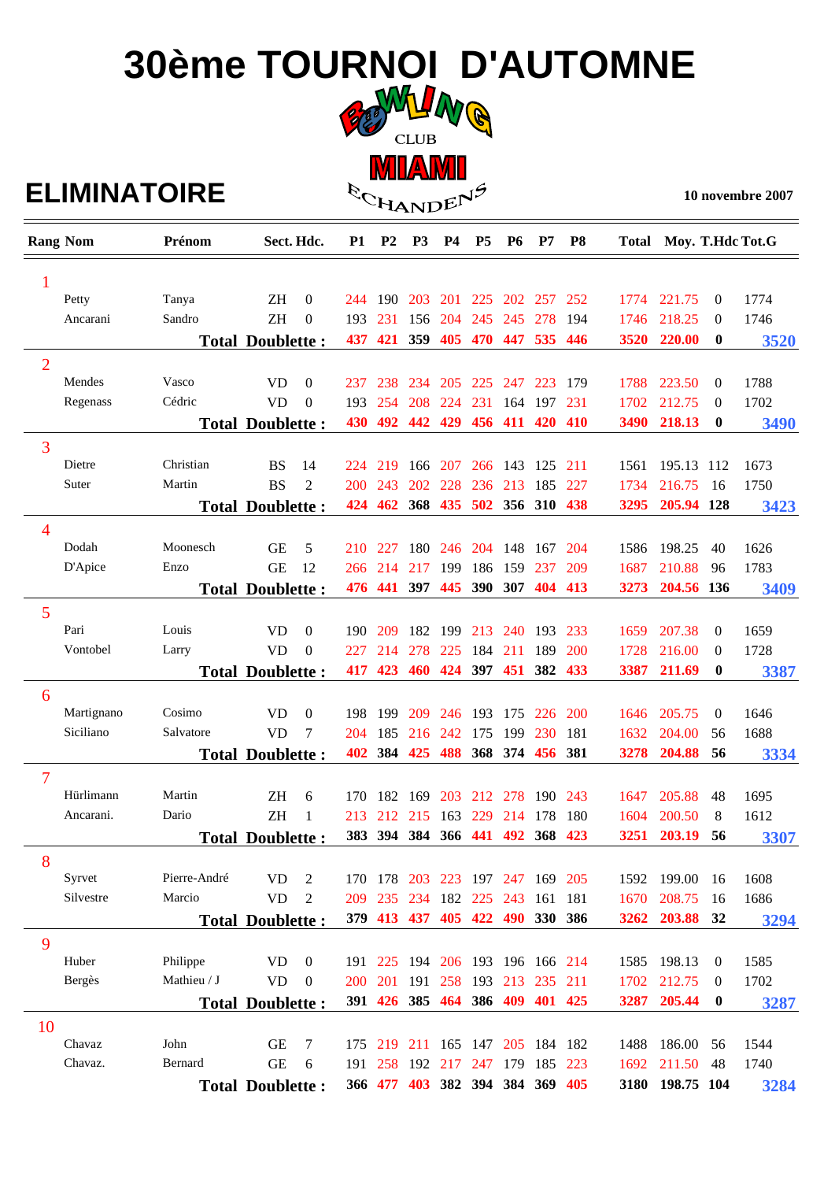# 30ème TOURNOI D'AUTOMNE

BOWLING CLUB MIAMI ECHANDENS

## ELIMINATOIRE

10 novembre 2007

| Rang | Nom | Prénom | Sect. | Hdc. | P1 | P2 | P3 | P4 | P5 | P6 | P7 | P8 | Total | Moy. | T.Hdc | Tot.G |
|---|---|---|---|---|---|---|---|---|---|---|---|---|---|---|---|---|
| 1 | | | | | | | | | | | | | | | | |
| | Petty | Tanya | ZH | 0 | 244 | 190 | 203 | 201 | 225 | 202 | 257 | 252 | 1774 | 221.75 | 0 | 1774 |
| | Ancarani | Sandro | ZH | 0 | 193 | 231 | 156 | 204 | 245 | 245 | 278 | 194 | 1746 | 218.25 | 0 | 1746 |
| | | **Total Doublette :** | | | **437** | **421** | **359** | **405** | **470** | **447** | **535** | **446** | **3520** | **220.00** | **0** | **3520** |
| 2 | | | | | | | | | | | | | | | | |
| | Mendes | Vasco | VD | 0 | 237 | 238 | 234 | 205 | 225 | 247 | 223 | 179 | 1788 | 223.50 | 0 | 1788 |
| | Regenass | Cédric | VD | 0 | 193 | 254 | 208 | 224 | 231 | 164 | 197 | 231 | 1702 | 212.75 | 0 | 1702 |
| | | **Total Doublette :** | | | **430** | **492** | **442** | **429** | **456** | **411** | **420** | **410** | **3490** | **218.13** | **0** | **3490** |
| 3 | | | | | | | | | | | | | | | | |
| | Dietre | Christian | BS | 14 | 224 | 219 | 166 | 207 | 266 | 143 | 125 | 211 | 1561 | 195.13 | 112 | 1673 |
| | Suter | Martin | BS | 2 | 200 | 243 | 202 | 228 | 236 | 213 | 185 | 227 | 1734 | 216.75 | 16 | 1750 |
| | | **Total Doublette :** | | | **424** | **462** | **368** | **435** | **502** | **356** | **310** | **438** | **3295** | **205.94** | **128** | **3423** |
| 4 | | | | | | | | | | | | | | | | |
| | Dodah | Moonesch | GE | 5 | 210 | 227 | 180 | 246 | 204 | 148 | 167 | 204 | 1586 | 198.25 | 40 | 1626 |
| | D'Apice | Enzo | GE | 12 | 266 | 214 | 217 | 199 | 186 | 159 | 237 | 209 | 1687 | 210.88 | 96 | 1783 |
| | | **Total Doublette :** | | | **476** | **441** | **397** | **445** | **390** | **307** | **404** | **413** | **3273** | **204.56** | **136** | **3409** |
| 5 | | | | | | | | | | | | | | | | |
| | Pari | Louis | VD | 0 | 190 | 209 | 182 | 199 | 213 | 240 | 193 | 233 | 1659 | 207.38 | 0 | 1659 |
| | Vontobel | Larry | VD | 0 | 227 | 214 | 278 | 225 | 184 | 211 | 189 | 200 | 1728 | 216.00 | 0 | 1728 |
| | | **Total Doublette :** | | | **417** | **423** | **460** | **424** | **397** | **451** | **382** | **433** | **3387** | **211.69** | **0** | **3387** |
| 6 | | | | | | | | | | | | | | | | |
| | Martignano | Cosimo | VD | 0 | 198 | 199 | 209 | 246 | 193 | 175 | 226 | 200 | 1646 | 205.75 | 0 | 1646 |
| | Siciliano | Salvatore | VD | 7 | 204 | 185 | 216 | 242 | 175 | 199 | 230 | 181 | 1632 | 204.00 | 56 | 1688 |
| | | **Total Doublette :** | | | **402** | **384** | **425** | **488** | **368** | **374** | **456** | **381** | **3278** | **204.88** | **56** | **3334** |
| 7 | | | | | | | | | | | | | | | | |
| | Hürlimann | Martin | ZH | 6 | 170 | 182 | 169 | 203 | 212 | 278 | 190 | 243 | 1647 | 205.88 | 48 | 1695 |
| | Ancarani. | Dario | ZH | 1 | 213 | 212 | 215 | 163 | 229 | 214 | 178 | 180 | 1604 | 200.50 | 8 | 1612 |
| | | **Total Doublette :** | | | **383** | **394** | **384** | **366** | **441** | **492** | **368** | **423** | **3251** | **203.19** | **56** | **3307** |
| 8 | | | | | | | | | | | | | | | | |
| | Syrvet | Pierre-André | VD | 2 | 170 | 178 | 203 | 223 | 197 | 247 | 169 | 205 | 1592 | 199.00 | 16 | 1608 |
| | Silvestre | Marcio | VD | 2 | 209 | 235 | 234 | 182 | 225 | 243 | 161 | 181 | 1670 | 208.75 | 16 | 1686 |
| | | **Total Doublette :** | | | **379** | **413** | **437** | **405** | **422** | **490** | **330** | **386** | **3262** | **203.88** | **32** | **3294** |
| 9 | | | | | | | | | | | | | | | | |
| | Huber | Philippe | VD | 0 | 191 | 225 | 194 | 206 | 193 | 196 | 166 | 214 | 1585 | 198.13 | 0 | 1585 |
| | Bergès | Mathieu / J | VD | 0 | 200 | 201 | 191 | 258 | 193 | 213 | 235 | 211 | 1702 | 212.75 | 0 | 1702 |
| | | **Total Doublette :** | | | **391** | **426** | **385** | **464** | **386** | **409** | **401** | **425** | **3287** | **205.44** | **0** | **3287** |
| 10 | | | | | | | | | | | | | | | | |
| | Chavaz | John | GE | 7 | 175 | 219 | 211 | 165 | 147 | 205 | 184 | 182 | 1488 | 186.00 | 56 | 1544 |
| | Chavaz. | Bernard | GE | 6 | 191 | 258 | 192 | 217 | 247 | 179 | 185 | 223 | 1692 | 211.50 | 48 | 1740 |
| | | **Total Doublette :** | | | **366** | **477** | **403** | **382** | **394** | **384** | **369** | **405** | **3180** | **198.75** | **104** | **3284** |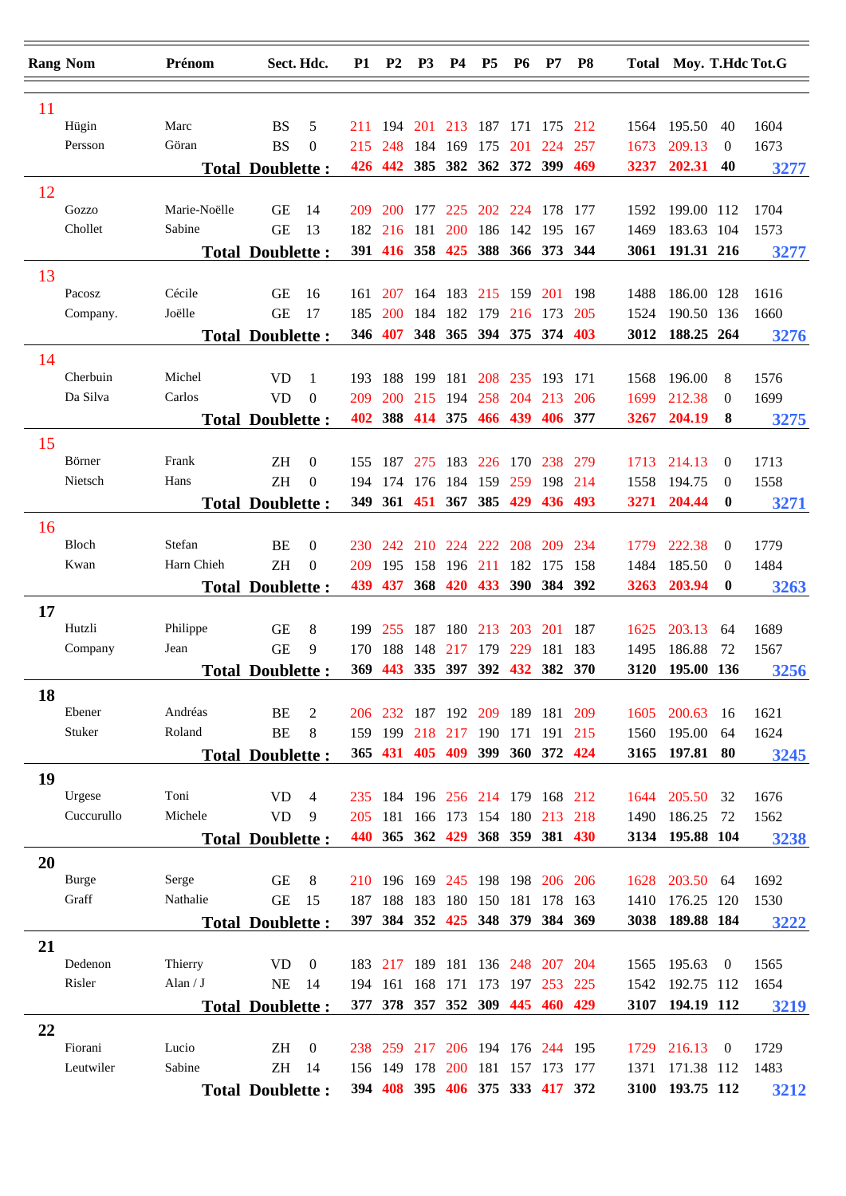| Rang | Nom | Prénom | Sect. | Hdc. | P1 | P2 | P3 | P4 | P5 | P6 | P7 | P8 | Total | Moy. | T.Hdc | Tot.G |
|---|---|---|---|---|---|---|---|---|---|---|---|---|---|---|---|---|
| 11 | | | | | | | | | | | | | | | | |
| | Hügin | Marc | BS | 5 | 211 | 194 | 201 | 213 | 187 | 171 | 175 | 212 | 1564 | 195.50 | 40 | 1604 |
| | Persson | Göran | BS | 0 | 215 | 248 | 184 | 169 | 175 | 201 | 224 | 257 | 1673 | 209.13 | 0 | 1673 |
| | | **Total** | **Doublette :** | | **426** | **442** | **385** | **382** | **362** | **372** | **399** | **469** | **3237** | **202.31** | **40** | **3277** |
| 12 | | | | | | | | | | | | | | | | |
| | Gozzo | Marie-Noëlle | GE | 14 | 209 | 200 | 177 | 225 | 202 | 224 | 178 | 177 | 1592 | 199.00 | 112 | 1704 |
| | Chollet | Sabine | GE | 13 | 182 | 216 | 181 | 200 | 186 | 142 | 195 | 167 | 1469 | 183.63 | 104 | 1573 |
| | | **Total** | **Doublette :** | | **391** | **416** | **358** | **425** | **388** | **366** | **373** | **344** | **3061** | **191.31** | **216** | **3277** |
| 13 | | | | | | | | | | | | | | | | |
| | Pacosz | Cécile | GE | 16 | 161 | 207 | 164 | 183 | 215 | 159 | 201 | 198 | 1488 | 186.00 | 128 | 1616 |
| | Company. | Joëlle | GE | 17 | 185 | 200 | 184 | 182 | 179 | 216 | 173 | 205 | 1524 | 190.50 | 136 | 1660 |
| | | **Total** | **Doublette :** | | **346** | **407** | **348** | **365** | **394** | **375** | **374** | **403** | **3012** | **188.25** | **264** | **3276** |
| 14 | | | | | | | | | | | | | | | | |
| | Cherbuin | Michel | VD | 1 | 193 | 188 | 199 | 181 | 208 | 235 | 193 | 171 | 1568 | 196.00 | 8 | 1576 |
| | Da Silva | Carlos | VD | 0 | 209 | 200 | 215 | 194 | 258 | 204 | 213 | 206 | 1699 | 212.38 | 0 | 1699 |
| | | **Total** | **Doublette :** | | **402** | **388** | **414** | **375** | **466** | **439** | **406** | **377** | **3267** | **204.19** | **8** | **3275** |
| 15 | | | | | | | | | | | | | | | | |
| | Börner | Frank | ZH | 0 | 155 | 187 | 275 | 183 | 226 | 170 | 238 | 279 | 1713 | 214.13 | 0 | 1713 |
| | Nietsch | Hans | ZH | 0 | 194 | 174 | 176 | 184 | 159 | 259 | 198 | 214 | 1558 | 194.75 | 0 | 1558 |
| | | **Total** | **Doublette :** | | **349** | **361** | **451** | **367** | **385** | **429** | **436** | **493** | **3271** | **204.44** | **0** | **3271** |
| 16 | | | | | | | | | | | | | | | | |
| | Bloch | Stefan | BE | 0 | 230 | 242 | 210 | 224 | 222 | 208 | 209 | 234 | 1779 | 222.38 | 0 | 1779 |
| | Kwan | Harn Chieh | ZH | 0 | 209 | 195 | 158 | 196 | 211 | 182 | 175 | 158 | 1484 | 185.50 | 0 | 1484 |
| | | **Total** | **Doublette :** | | **439** | **437** | **368** | **420** | **433** | **390** | **384** | **392** | **3263** | **203.94** | **0** | **3263** |
| 17 | | | | | | | | | | | | | | | | |
| | Hutzli | Philippe | GE | 8 | 199 | 255 | 187 | 180 | 213 | 203 | 201 | 187 | 1625 | 203.13 | 64 | 1689 |
| | Company | Jean | GE | 9 | 170 | 188 | 148 | 217 | 179 | 229 | 181 | 183 | 1495 | 186.88 | 72 | 1567 |
| | | **Total** | **Doublette :** | | **369** | **443** | **335** | **397** | **392** | **432** | **382** | **370** | **3120** | **195.00** | **136** | **3256** |
| 18 | | | | | | | | | | | | | | | | |
| | Ebener | Andréas | BE | 2 | 206 | 232 | 187 | 192 | 209 | 189 | 181 | 209 | 1605 | 200.63 | 16 | 1621 |
| | Stuker | Roland | BE | 8 | 159 | 199 | 218 | 217 | 190 | 171 | 191 | 215 | 1560 | 195.00 | 64 | 1624 |
| | | **Total** | **Doublette :** | | **365** | **431** | **405** | **409** | **399** | **360** | **372** | **424** | **3165** | **197.81** | **80** | **3245** |
| 19 | | | | | | | | | | | | | | | | |
| | Urgese | Toni | VD | 4 | 235 | 184 | 196 | 256 | 214 | 179 | 168 | 212 | 1644 | 205.50 | 32 | 1676 |
| | Cuccurullo | Michele | VD | 9 | 205 | 181 | 166 | 173 | 154 | 180 | 213 | 218 | 1490 | 186.25 | 72 | 1562 |
| | | **Total** | **Doublette :** | | **440** | **365** | **362** | **429** | **368** | **359** | **381** | **430** | **3134** | **195.88** | **104** | **3238** |
| 20 | | | | | | | | | | | | | | | | |
| | Burge | Serge | GE | 8 | 210 | 196 | 169 | 245 | 198 | 198 | 206 | 206 | 1628 | 203.50 | 64 | 1692 |
| | Graff | Nathalie | GE | 15 | 187 | 188 | 183 | 180 | 150 | 181 | 178 | 163 | 1410 | 176.25 | 120 | 1530 |
| | | **Total** | **Doublette :** | | **397** | **384** | **352** | **425** | **348** | **379** | **384** | **369** | **3038** | **189.88** | **184** | **3222** |
| 21 | | | | | | | | | | | | | | | | |
| | Dedenon | Thierry | VD | 0 | 183 | 217 | 189 | 181 | 136 | 248 | 207 | 204 | 1565 | 195.63 | 0 | 1565 |
| | Risler | Alan / J | NE | 14 | 194 | 161 | 168 | 171 | 173 | 197 | 253 | 225 | 1542 | 192.75 | 112 | 1654 |
| | | **Total** | **Doublette :** | | **377** | **378** | **357** | **352** | **309** | **445** | **460** | **429** | **3107** | **194.19** | **112** | **3219** |
| 22 | | | | | | | | | | | | | | | | |
| | Fiorani | Lucio | ZH | 0 | 238 | 259 | 217 | 206 | 194 | 176 | 244 | 195 | 1729 | 216.13 | 0 | 1729 |
| | Leutwiler | Sabine | ZH | 14 | 156 | 149 | 178 | 200 | 181 | 157 | 173 | 177 | 1371 | 171.38 | 112 | 1483 |
| | | **Total** | **Doublette :** | | **394** | **408** | **395** | **406** | **375** | **333** | **417** | **372** | **3100** | **193.75** | **112** | **3212** |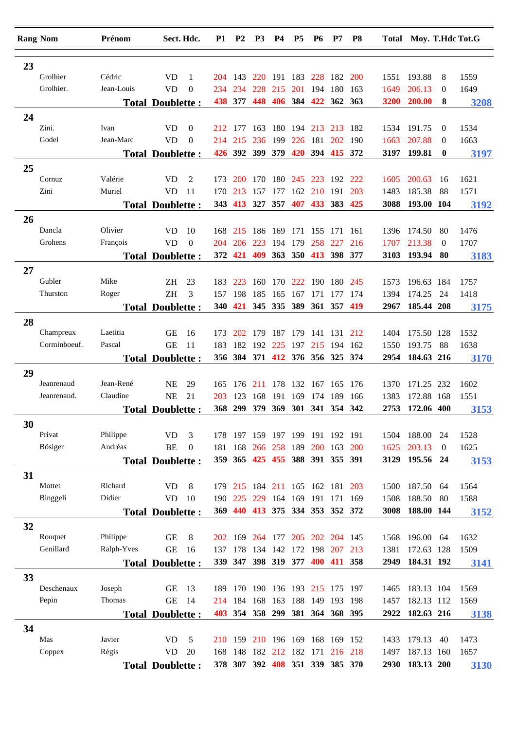| Rang | Nom | Prénom | Sect. | Hdc. | P1 | P2 | P3 | P4 | P5 | P6 | P7 | P8 | Total | Moy. | T.Hdc | Tot.G |
|---|---|---|---|---|---|---|---|---|---|---|---|---|---|---|---|---|
| 23 | | | | | | | | | | | | | | | | |
| | Grolhier | Cédric | VD | 1 | 204 | 143 | 220 | 191 | 183 | 228 | 182 | 200 | 1551 | 193.88 | 8 | 1559 |
| | Grolhier. | Jean-Louis | VD | 0 | 234 | 234 | 228 | 215 | 201 | 194 | 180 | 163 | 1649 | 206.13 | 0 | 1649 |
| | | **Total** | **Doublette :** | | **438** | **377** | **448** | **406** | **384** | **422** | **362** | **363** | **3200** | **200.00** | **8** | **3208** |
| 24 | | | | | | | | | | | | | | | | |
| | Zini. | Ivan | VD | 0 | 212 | 177 | 163 | 180 | 194 | 213 | 213 | 182 | 1534 | 191.75 | 0 | 1534 |
| | Godel | Jean-Marc | VD | 0 | 214 | 215 | 236 | 199 | 226 | 181 | 202 | 190 | 1663 | 207.88 | 0 | 1663 |
| | | **Total** | **Doublette :** | | **426** | **392** | **399** | **379** | **420** | **394** | **415** | **372** | **3197** | **199.81** | **0** | **3197** |
| 25 | | | | | | | | | | | | | | | | |
| | Cornuz | Valérie | VD | 2 | 173 | 200 | 170 | 180 | 245 | 223 | 192 | 222 | 1605 | 200.63 | 16 | 1621 |
| | Zini | Muriel | VD | 11 | 170 | 213 | 157 | 177 | 162 | 210 | 191 | 203 | 1483 | 185.38 | 88 | 1571 |
| | | **Total** | **Doublette :** | | **343** | **413** | **327** | **357** | **407** | **433** | **383** | **425** | **3088** | **193.00** | **104** | **3192** |
| 26 | | | | | | | | | | | | | | | | |
| | Dancla | Olivier | VD | 10 | 168 | 215 | 186 | 169 | 171 | 155 | 171 | 161 | 1396 | 174.50 | 80 | 1476 |
| | Grohens | François | VD | 0 | 204 | 206 | 223 | 194 | 179 | 258 | 227 | 216 | 1707 | 213.38 | 0 | 1707 |
| | | **Total** | **Doublette :** | | **372** | **421** | **409** | **363** | **350** | **413** | **398** | **377** | **3103** | **193.94** | **80** | **3183** |
| 27 | | | | | | | | | | | | | | | | |
| | Gubler | Mike | ZH | 23 | 183 | 223 | 160 | 170 | 222 | 190 | 180 | 245 | 1573 | 196.63 | 184 | 1757 |
| | Thurston | Roger | ZH | 3 | 157 | 198 | 185 | 165 | 167 | 171 | 177 | 174 | 1394 | 174.25 | 24 | 1418 |
| | | **Total** | **Doublette :** | | **340** | **421** | **345** | **335** | **389** | **361** | **357** | **419** | **2967** | **185.44** | **208** | **3175** |
| 28 | | | | | | | | | | | | | | | | |
| | Champreux | Laetitia | GE | 16 | 173 | 202 | 179 | 187 | 179 | 141 | 131 | 212 | 1404 | 175.50 | 128 | 1532 |
| | Corminboeuf. | Pascal | GE | 11 | 183 | 182 | 192 | 225 | 197 | 215 | 194 | 162 | 1550 | 193.75 | 88 | 1638 |
| | | **Total** | **Doublette :** | | **356** | **384** | **371** | **412** | **376** | **356** | **325** | **374** | **2954** | **184.63** | **216** | **3170** |
| 29 | | | | | | | | | | | | | | | | |
| | Jeanrenaud | Jean-René | NE | 29 | 165 | 176 | 211 | 178 | 132 | 167 | 165 | 176 | 1370 | 171.25 | 232 | 1602 |
| | Jeanrenaud. | Claudine | NE | 21 | 203 | 123 | 168 | 191 | 169 | 174 | 189 | 166 | 1383 | 172.88 | 168 | 1551 |
| | | **Total** | **Doublette :** | | **368** | **299** | **379** | **369** | **301** | **341** | **354** | **342** | **2753** | **172.06** | **400** | **3153** |
| 30 | | | | | | | | | | | | | | | | |
| | Privat | Philippe | VD | 3 | 178 | 197 | 159 | 197 | 199 | 191 | 192 | 191 | 1504 | 188.00 | 24 | 1528 |
| | Bösiger | Andréas | BE | 0 | 181 | 168 | 266 | 258 | 189 | 200 | 163 | 200 | 1625 | 203.13 | 0 | 1625 |
| | | **Total** | **Doublette :** | | **359** | **365** | **425** | **455** | **388** | **391** | **355** | **391** | **3129** | **195.56** | **24** | **3153** |
| 31 | | | | | | | | | | | | | | | | |
| | Mottet | Richard | VD | 8 | 179 | 215 | 184 | 211 | 165 | 162 | 181 | 203 | 1500 | 187.50 | 64 | 1564 |
| | Binggeli | Didier | VD | 10 | 190 | 225 | 229 | 164 | 169 | 191 | 171 | 169 | 1508 | 188.50 | 80 | 1588 |
| | | **Total** | **Doublette :** | | **369** | **440** | **413** | **375** | **334** | **353** | **352** | **372** | **3008** | **188.00** | **144** | **3152** |
| 32 | | | | | | | | | | | | | | | | |
| | Rouquet | Philippe | GE | 8 | 202 | 169 | 264 | 177 | 205 | 202 | 204 | 145 | 1568 | 196.00 | 64 | 1632 |
| | Genillard | Ralph-Yves | GE | 16 | 137 | 178 | 134 | 142 | 172 | 198 | 207 | 213 | 1381 | 172.63 | 128 | 1509 |
| | | **Total** | **Doublette :** | | **339** | **347** | **398** | **319** | **377** | **400** | **411** | **358** | **2949** | **184.31** | **192** | **3141** |
| 33 | | | | | | | | | | | | | | | | |
| | Deschenaux | Joseph | GE | 13 | 189 | 170 | 190 | 136 | 193 | 215 | 175 | 197 | 1465 | 183.13 | 104 | 1569 |
| | Pepin | Thomas | GE | 14 | 214 | 184 | 168 | 163 | 188 | 149 | 193 | 198 | 1457 | 182.13 | 112 | 1569 |
| | | **Total** | **Doublette :** | | **403** | **354** | **358** | **299** | **381** | **364** | **368** | **395** | **2922** | **182.63** | **216** | **3138** |
| 34 | | | | | | | | | | | | | | | | |
| | Mas | Javier | VD | 5 | 210 | 159 | 210 | 196 | 169 | 168 | 169 | 152 | 1433 | 179.13 | 40 | 1473 |
| | Coppex | Régis | VD | 20 | 168 | 148 | 182 | 212 | 182 | 171 | 216 | 218 | 1497 | 187.13 | 160 | 1657 |
| | | **Total** | **Doublette :** | | **378** | **307** | **392** | **408** | **351** | **339** | **385** | **370** | **2930** | **183.13** | **200** | **3130** |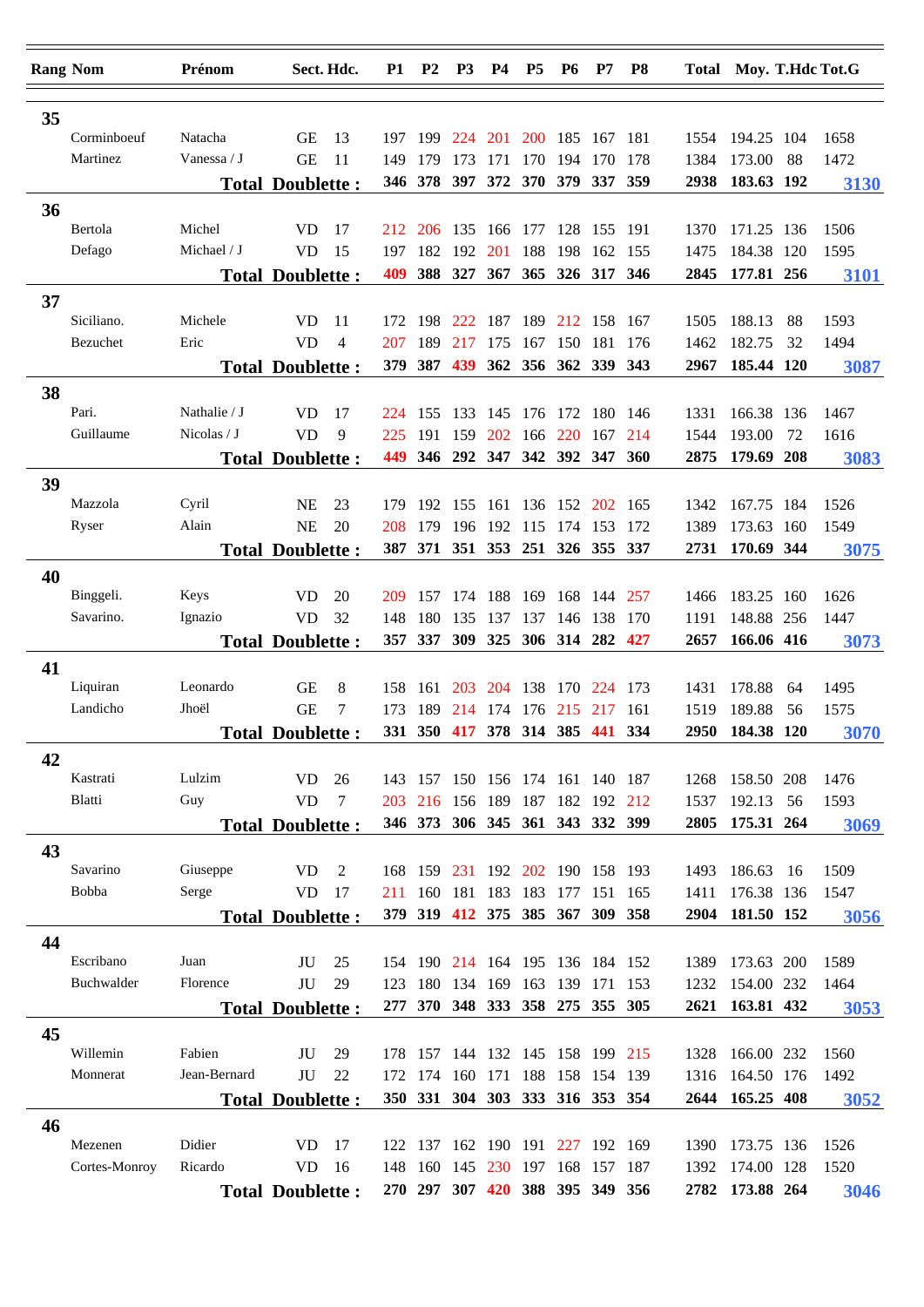| Rang | Nom | Prénom | Sect. | Hdc. | P1 | P2 | P3 | P4 | P5 | P6 | P7 | P8 | Total | Moy. | T.Hdc | Tot.G |
|---|---|---|---|---|---|---|---|---|---|---|---|---|---|---|---|---|
| **35** | | | | | | | | | | | | | | | | |
| | Corminboeuf | Natacha | GE | 13 | 197 | 199 | 224 | 201 | 200 | 185 | 167 | 181 | 1554 | 194.25 | 104 | 1658 |
| | Martinez | Vanessa / J | GE | 11 | 149 | 179 | 173 | 171 | 170 | 194 | 170 | 178 | 1384 | 173.00 | 88 | 1472 |
| | | **Total Doublette :** | | | **346** | **378** | **397** | **372** | **370** | **379** | **337** | **359** | **2938** | **183.63** | **192** | **3130** |
| **36** | | | | | | | | | | | | | | | | |
| | Bertola | Michel | VD | 17 | 212 | 206 | 135 | 166 | 177 | 128 | 155 | 191 | 1370 | 171.25 | 136 | 1506 |
| | Defago | Michael / J | VD | 15 | 197 | 182 | 192 | 201 | 188 | 198 | 162 | 155 | 1475 | 184.38 | 120 | 1595 |
| | | **Total Doublette :** | | | **409** | **388** | **327** | **367** | **365** | **326** | **317** | **346** | **2845** | **177.81** | **256** | **3101** |
| **37** | | | | | | | | | | | | | | | | |
| | Siciliano. | Michele | VD | 11 | 172 | 198 | 222 | 187 | 189 | 212 | 158 | 167 | 1505 | 188.13 | 88 | 1593 |
| | Bezuchet | Eric | VD | 4 | 207 | 189 | 217 | 175 | 167 | 150 | 181 | 176 | 1462 | 182.75 | 32 | 1494 |
| | | **Total Doublette :** | | | **379** | **387** | **439** | **362** | **356** | **362** | **339** | **343** | **2967** | **185.44** | **120** | **3087** |
| **38** | | | | | | | | | | | | | | | | |
| | Pari. | Nathalie / J | VD | 17 | 224 | 155 | 133 | 145 | 176 | 172 | 180 | 146 | 1331 | 166.38 | 136 | 1467 |
| | Guillaume | Nicolas / J | VD | 9 | 225 | 191 | 159 | 202 | 166 | 220 | 167 | 214 | 1544 | 193.00 | 72 | 1616 |
| | | **Total Doublette :** | | | **449** | **346** | **292** | **347** | **342** | **392** | **347** | **360** | **2875** | **179.69** | **208** | **3083** |
| **39** | | | | | | | | | | | | | | | | |
| | Mazzola | Cyril | NE | 23 | 179 | 192 | 155 | 161 | 136 | 152 | 202 | 165 | 1342 | 167.75 | 184 | 1526 |
| | Ryser | Alain | NE | 20 | 208 | 179 | 196 | 192 | 115 | 174 | 153 | 172 | 1389 | 173.63 | 160 | 1549 |
| | | **Total Doublette :** | | | **387** | **371** | **351** | **353** | **251** | **326** | **355** | **337** | **2731** | **170.69** | **344** | **3075** |
| **40** | | | | | | | | | | | | | | | | |
| | Binggeli. | Keys | VD | 20 | 209 | 157 | 174 | 188 | 169 | 168 | 144 | 257 | 1466 | 183.25 | 160 | 1626 |
| | Savarino. | Ignazio | VD | 32 | 148 | 180 | 135 | 137 | 137 | 146 | 138 | 170 | 1191 | 148.88 | 256 | 1447 |
| | | **Total Doublette :** | | | **357** | **337** | **309** | **325** | **306** | **314** | **282** | **427** | **2657** | **166.06** | **416** | **3073** |
| **41** | | | | | | | | | | | | | | | | |
| | Liquiran | Leonardo | GE | 8 | 158 | 161 | 203 | 204 | 138 | 170 | 224 | 173 | 1431 | 178.88 | 64 | 1495 |
| | Landicho | Jhoël | GE | 7 | 173 | 189 | 214 | 174 | 176 | 215 | 217 | 161 | 1519 | 189.88 | 56 | 1575 |
| | | **Total Doublette :** | | | **331** | **350** | **417** | **378** | **314** | **385** | **441** | **334** | **2950** | **184.38** | **120** | **3070** |
| **42** | | | | | | | | | | | | | | | | |
| | Kastrati | Lulzim | VD | 26 | 143 | 157 | 150 | 156 | 174 | 161 | 140 | 187 | 1268 | 158.50 | 208 | 1476 |
| | Blatti | Guy | VD | 7 | 203 | 216 | 156 | 189 | 187 | 182 | 192 | 212 | 1537 | 192.13 | 56 | 1593 |
| | | **Total Doublette :** | | | **346** | **373** | **306** | **345** | **361** | **343** | **332** | **399** | **2805** | **175.31** | **264** | **3069** |
| **43** | | | | | | | | | | | | | | | | |
| | Savarino | Giuseppe | VD | 2 | 168 | 159 | 231 | 192 | 202 | 190 | 158 | 193 | 1493 | 186.63 | 16 | 1509 |
| | Bobba | Serge | VD | 17 | 211 | 160 | 181 | 183 | 183 | 177 | 151 | 165 | 1411 | 176.38 | 136 | 1547 |
| | | **Total Doublette :** | | | **379** | **319** | **412** | **375** | **385** | **367** | **309** | **358** | **2904** | **181.50** | **152** | **3056** |
| **44** | | | | | | | | | | | | | | | | |
| | Escribano | Juan | JU | 25 | 154 | 190 | 214 | 164 | 195 | 136 | 184 | 152 | 1389 | 173.63 | 200 | 1589 |
| | Buchwalder | Florence | JU | 29 | 123 | 180 | 134 | 169 | 163 | 139 | 171 | 153 | 1232 | 154.00 | 232 | 1464 |
| | | **Total Doublette :** | | | **277** | **370** | **348** | **333** | **358** | **275** | **355** | **305** | **2621** | **163.81** | **432** | **3053** |
| **45** | | | | | | | | | | | | | | | | |
| | Willemin | Fabien | JU | 29 | 178 | 157 | 144 | 132 | 145 | 158 | 199 | 215 | 1328 | 166.00 | 232 | 1560 |
| | Monnerat | Jean-Bernard | JU | 22 | 172 | 174 | 160 | 171 | 188 | 158 | 154 | 139 | 1316 | 164.50 | 176 | 1492 |
| | | **Total Doublette :** | | | **350** | **331** | **304** | **303** | **333** | **316** | **353** | **354** | **2644** | **165.25** | **408** | **3052** |
| **46** | | | | | | | | | | | | | | | | |
| | Mezenen | Didier | VD | 17 | 122 | 137 | 162 | 190 | 191 | 227 | 192 | 169 | 1390 | 173.75 | 136 | 1526 |
| | Cortes-Monroy | Ricardo | VD | 16 | 148 | 160 | 145 | 230 | 197 | 168 | 157 | 187 | 1392 | 174.00 | 128 | 1520 |
| | | **Total Doublette :** | | | **270** | **297** | **307** | **420** | **388** | **395** | **349** | **356** | **2782** | **173.88** | **264** | **3046** |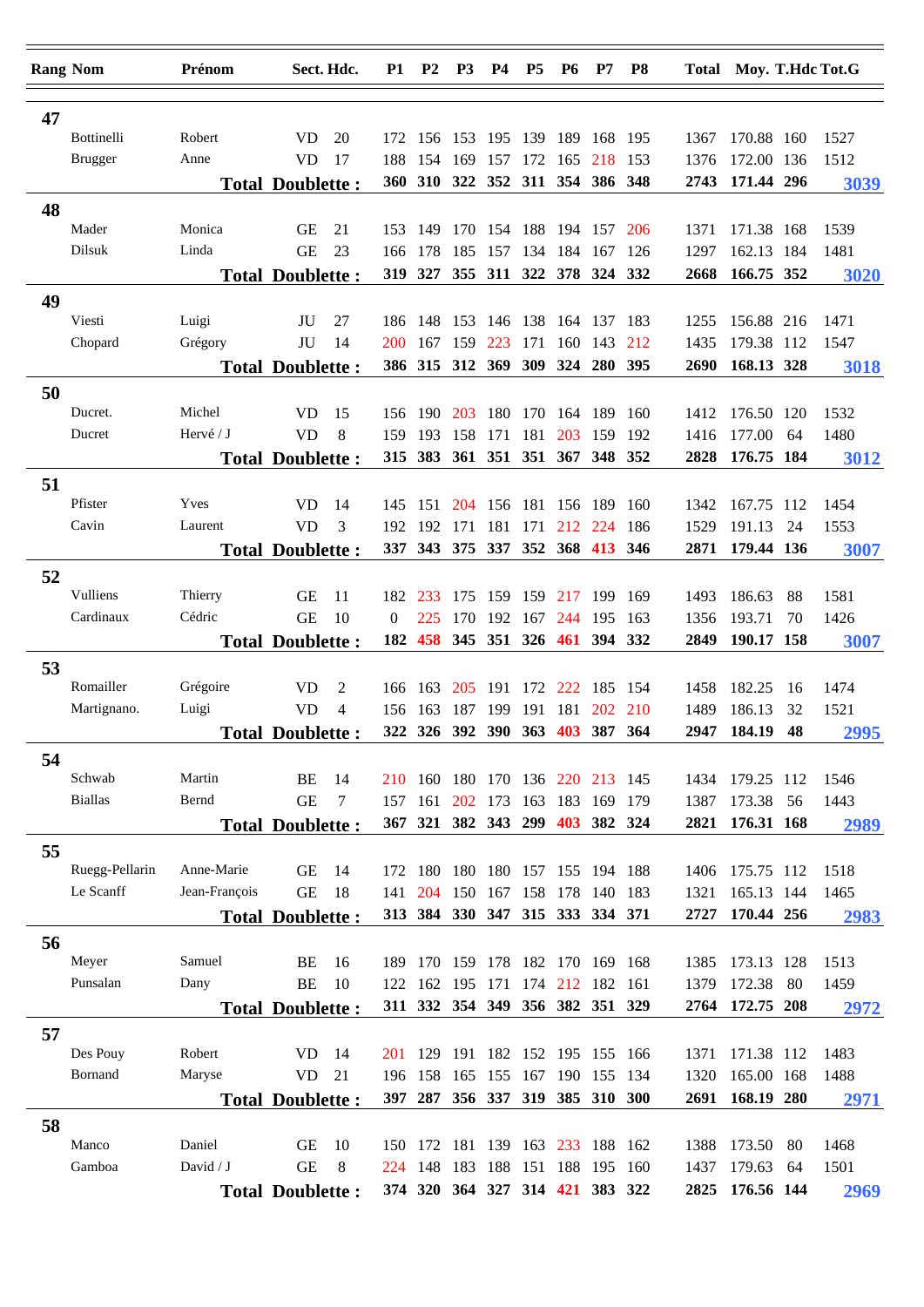| Rang | Nom | Prénom | Sect. | Hdc. | P1 | P2 | P3 | P4 | P5 | P6 | P7 | P8 | Total | Moy. | T.Hdc | Tot.G |
|---|---|---|---|---|---|---|---|---|---|---|---|---|---|---|---|---|
| **47** | | | | | | | | | | | | | | | | |
| | Bottinelli | Robert | VD | 20 | 172 | 156 | 153 | 195 | 139 | 189 | 168 | 195 | 1367 | 170.88 | 160 | 1527 |
| | Brugger | Anne | VD | 17 | 188 | 154 | 169 | 157 | 172 | 165 | 218 | 153 | 1376 | 172.00 | 136 | 1512 |
| | | **Total** | **Doublette :** | | **360** | **310** | **322** | **352** | **311** | **354** | **386** | **348** | **2743** | **171.44** | **296** | **3039** |
| **48** | | | | | | | | | | | | | | | | |
| | Mader | Monica | GE | 21 | 153 | 149 | 170 | 154 | 188 | 194 | 157 | 206 | 1371 | 171.38 | 168 | 1539 |
| | Dilsuk | Linda | GE | 23 | 166 | 178 | 185 | 157 | 134 | 184 | 167 | 126 | 1297 | 162.13 | 184 | 1481 |
| | | **Total** | **Doublette :** | | **319** | **327** | **355** | **311** | **322** | **378** | **324** | **332** | **2668** | **166.75** | **352** | **3020** |
| **49** | | | | | | | | | | | | | | | | |
| | Viesti | Luigi | JU | 27 | 186 | 148 | 153 | 146 | 138 | 164 | 137 | 183 | 1255 | 156.88 | 216 | 1471 |
| | Chopard | Grégory | JU | 14 | 200 | 167 | 159 | 223 | 171 | 160 | 143 | 212 | 1435 | 179.38 | 112 | 1547 |
| | | **Total** | **Doublette :** | | **386** | **315** | **312** | **369** | **309** | **324** | **280** | **395** | **2690** | **168.13** | **328** | **3018** |
| **50** | | | | | | | | | | | | | | | | |
| | Ducret. | Michel | VD | 15 | 156 | 190 | 203 | 180 | 170 | 164 | 189 | 160 | 1412 | 176.50 | 120 | 1532 |
| | Ducret | Hervé / J | VD | 8 | 159 | 193 | 158 | 171 | 181 | 203 | 159 | 192 | 1416 | 177.00 | 64 | 1480 |
| | | **Total** | **Doublette :** | | **315** | **383** | **361** | **351** | **351** | **367** | **348** | **352** | **2828** | **176.75** | **184** | **3012** |
| **51** | | | | | | | | | | | | | | | | |
| | Pfister | Yves | VD | 14 | 145 | 151 | 204 | 156 | 181 | 156 | 189 | 160 | 1342 | 167.75 | 112 | 1454 |
| | Cavin | Laurent | VD | 3 | 192 | 192 | 171 | 181 | 171 | 212 | 224 | 186 | 1529 | 191.13 | 24 | 1553 |
| | | **Total** | **Doublette :** | | **337** | **343** | **375** | **337** | **352** | **368** | **413** | **346** | **2871** | **179.44** | **136** | **3007** |
| **52** | | | | | | | | | | | | | | | | |
| | Vulliens | Thierry | GE | 11 | 182 | 233 | 175 | 159 | 159 | 217 | 199 | 169 | 1493 | 186.63 | 88 | 1581 |
| | Cardinaux | Cédric | GE | 10 | 0 | 225 | 170 | 192 | 167 | 244 | 195 | 163 | 1356 | 193.71 | 70 | 1426 |
| | | **Total** | **Doublette :** | | **182** | **458** | **345** | **351** | **326** | **461** | **394** | **332** | **2849** | **190.17** | **158** | **3007** |
| **53** | | | | | | | | | | | | | | | | |
| | Romailler | Grégoire | VD | 2 | 166 | 163 | 205 | 191 | 172 | 222 | 185 | 154 | 1458 | 182.25 | 16 | 1474 |
| | Martignano. | Luigi | VD | 4 | 156 | 163 | 187 | 199 | 191 | 181 | 202 | 210 | 1489 | 186.13 | 32 | 1521 |
| | | **Total** | **Doublette :** | | **322** | **326** | **392** | **390** | **363** | **403** | **387** | **364** | **2947** | **184.19** | **48** | **2995** |
| **54** | | | | | | | | | | | | | | | | |
| | Schwab | Martin | BE | 14 | 210 | 160 | 180 | 170 | 136 | 220 | 213 | 145 | 1434 | 179.25 | 112 | 1546 |
| | Biallas | Bernd | GE | 7 | 157 | 161 | 202 | 173 | 163 | 183 | 169 | 179 | 1387 | 173.38 | 56 | 1443 |
| | | **Total** | **Doublette :** | | **367** | **321** | **382** | **343** | **299** | **403** | **382** | **324** | **2821** | **176.31** | **168** | **2989** |
| **55** | | | | | | | | | | | | | | | | |
| | Ruegg-Pellarin | Anne-Marie | GE | 14 | 172 | 180 | 180 | 180 | 157 | 155 | 194 | 188 | 1406 | 175.75 | 112 | 1518 |
| | Le Scanff | Jean-François | GE | 18 | 141 | 204 | 150 | 167 | 158 | 178 | 140 | 183 | 1321 | 165.13 | 144 | 1465 |
| | | **Total** | **Doublette :** | | **313** | **384** | **330** | **347** | **315** | **333** | **334** | **371** | **2727** | **170.44** | **256** | **2983** |
| **56** | | | | | | | | | | | | | | | | |
| | Meyer | Samuel | BE | 16 | 189 | 170 | 159 | 178 | 182 | 170 | 169 | 168 | 1385 | 173.13 | 128 | 1513 |
| | Punsalan | Dany | BE | 10 | 122 | 162 | 195 | 171 | 174 | 212 | 182 | 161 | 1379 | 172.38 | 80 | 1459 |
| | | **Total** | **Doublette :** | | **311** | **332** | **354** | **349** | **356** | **382** | **351** | **329** | **2764** | **172.75** | **208** | **2972** |
| **57** | | | | | | | | | | | | | | | | |
| | Des Pouy | Robert | VD | 14 | 201 | 129 | 191 | 182 | 152 | 195 | 155 | 166 | 1371 | 171.38 | 112 | 1483 |
| | Bornand | Maryse | VD | 21 | 196 | 158 | 165 | 155 | 167 | 190 | 155 | 134 | 1320 | 165.00 | 168 | 1488 |
| | | **Total** | **Doublette :** | | **397** | **287** | **356** | **337** | **319** | **385** | **310** | **300** | **2691** | **168.19** | **280** | **2971** |
| **58** | | | | | | | | | | | | | | | | |
| | Manco | Daniel | GE | 10 | 150 | 172 | 181 | 139 | 163 | 233 | 188 | 162 | 1388 | 173.50 | 80 | 1468 |
| | Gamboa | David / J | GE | 8 | 224 | 148 | 183 | 188 | 151 | 188 | 195 | 160 | 1437 | 179.63 | 64 | 1501 |
| | | **Total** | **Doublette :** | | **374** | **320** | **364** | **327** | **314** | **421** | **383** | **322** | **2825** | **176.56** | **144** | **2969** |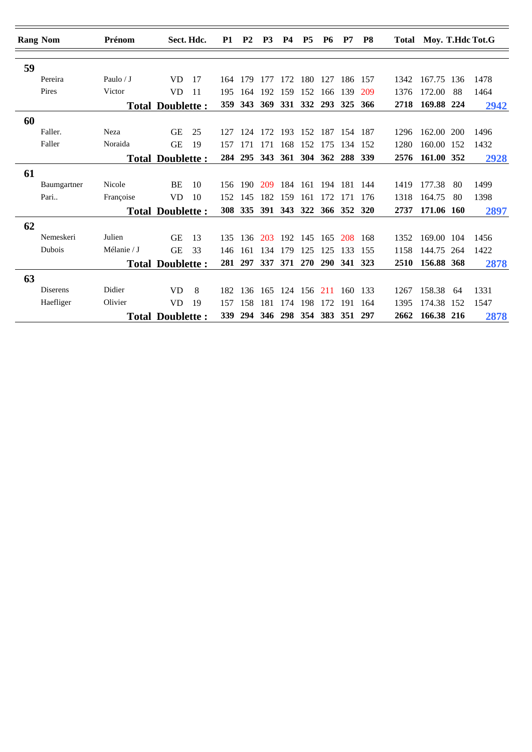| Rang | Nom | Prénom | Sect. | Hdc. | P1 | P2 | P3 | P4 | P5 | P6 | P7 | P8 | Total | Moy. | T.Hdc | Tot.G |
|---|---|---|---|---|---|---|---|---|---|---|---|---|---|---|---|---|
| **59** | | | | | | | | | | | | | | | | |
| | Pereira | Paulo / J | VD | 17 | 164 | 179 | 177 | 172 | 180 | 127 | 186 | 157 | 1342 | 167.75 | 136 | 1478 |
| | Pires | Victor | VD | 11 | 195 | 164 | 192 | 159 | 152 | 166 | 139 | 209 | 1376 | 172.00 | 88 | 1464 |
| | | | **Total Doublette :** | | **359** | **343** | **369** | **331** | **332** | **293** | **325** | **366** | **2718** | **169.88** | **224** | **2942** |
| **60** | | | | | | | | | | | | | | | | |
| | Faller. | Neza | GE | 25 | 127 | 124 | 172 | 193 | 152 | 187 | 154 | 187 | 1296 | 162.00 | 200 | 1496 |
| | Faller | Noraida | GE | 19 | 157 | 171 | 171 | 168 | 152 | 175 | 134 | 152 | 1280 | 160.00 | 152 | 1432 |
| | | | **Total Doublette :** | | **284** | **295** | **343** | **361** | **304** | **362** | **288** | **339** | **2576** | **161.00** | **352** | **2928** |
| **61** | | | | | | | | | | | | | | | | |
| | Baumgartner | Nicole | BE | 10 | 156 | 190 | 209 | 184 | 161 | 194 | 181 | 144 | 1419 | 177.38 | 80 | 1499 |
| | Pari.. | Françoise | VD | 10 | 152 | 145 | 182 | 159 | 161 | 172 | 171 | 176 | 1318 | 164.75 | 80 | 1398 |
| | | | **Total Doublette :** | | **308** | **335** | **391** | **343** | **322** | **366** | **352** | **320** | **2737** | **171.06** | **160** | **2897** |
| **62** | | | | | | | | | | | | | | | | |
| | Nemeskeri | Julien | GE | 13 | 135 | 136 | 203 | 192 | 145 | 165 | 208 | 168 | 1352 | 169.00 | 104 | 1456 |
| | Dubois | Mélanie / J | GE | 33 | 146 | 161 | 134 | 179 | 125 | 125 | 133 | 155 | 1158 | 144.75 | 264 | 1422 |
| | | | **Total Doublette :** | | **281** | **297** | **337** | **371** | **270** | **290** | **341** | **323** | **2510** | **156.88** | **368** | **2878** |
| **63** | | | | | | | | | | | | | | | | |
| | Diserens | Didier | VD | 8 | 182 | 136 | 165 | 124 | 156 | 211 | 160 | 133 | 1267 | 158.38 | 64 | 1331 |
| | Haefliger | Olivier | VD | 19 | 157 | 158 | 181 | 174 | 198 | 172 | 191 | 164 | 1395 | 174.38 | 152 | 1547 |
| | | | **Total Doublette :** | | **339** | **294** | **346** | **298** | **354** | **383** | **351** | **297** | **2662** | **166.38** | **216** | **2878** |